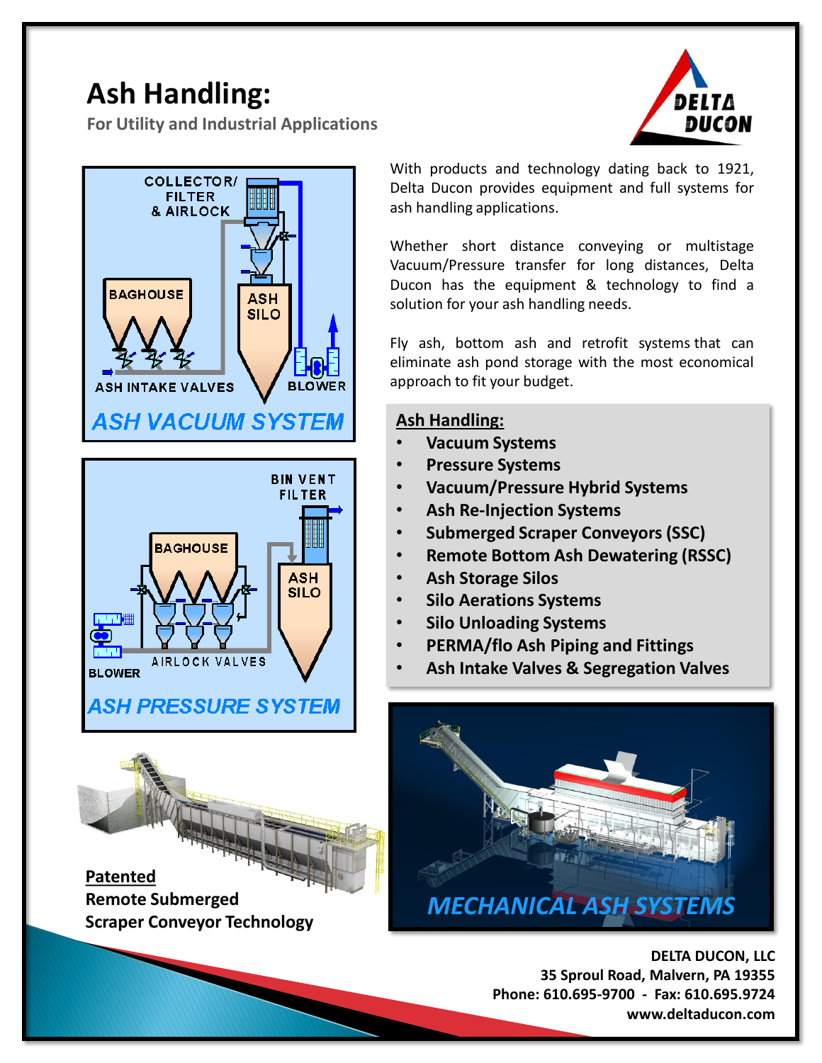# Ash Handling:

**For Utility and Industrial Applications**

With products and technology dating back to 1921, Delta Ducon provides equipment and full systems for ash handling applications.

Whether short distance conveying or multistage Vacuum/Pressure transfer for long distances, Delta Ducon has the equipment & technology to find a solution for your ash handling needs.

Fly ash, bottom ash and retrofit systems that can eliminate ash pond storage with the most economical approach to fit your budget.

**Ash Handling:**

- **Vacuum Systems**
- **Pressure Systems**
- **Vacuum/Pressure Hybrid Systems**
- **Ash Re-Injection Systems**
- **Submerged Scraper Conveyors (SSC)**
- **Remote Bottom Ash Dewatering (RSSC)**
- **Ash Storage Silos**
- **Silo Aerations Systems**
- **Silo Unloading Systems**
- **PERMA/flo Ash Piping and Fittings**
- **Ash Intake Valves & Segregation Valves**

*ASH VACUUM SYSTEM*

*ASH PRESSURE SYSTEM*

**Patented**
**Remote Submerged Scraper Conveyor Technology**

*MECHANICAL ASH SYSTEMS*

**DELTA DUCON, LLC**
**35 Sproul Road, Malvern, PA 19355**
**Phone: 610.695-9700 - Fax: 610.695.9724**
**www.deltaducon.com**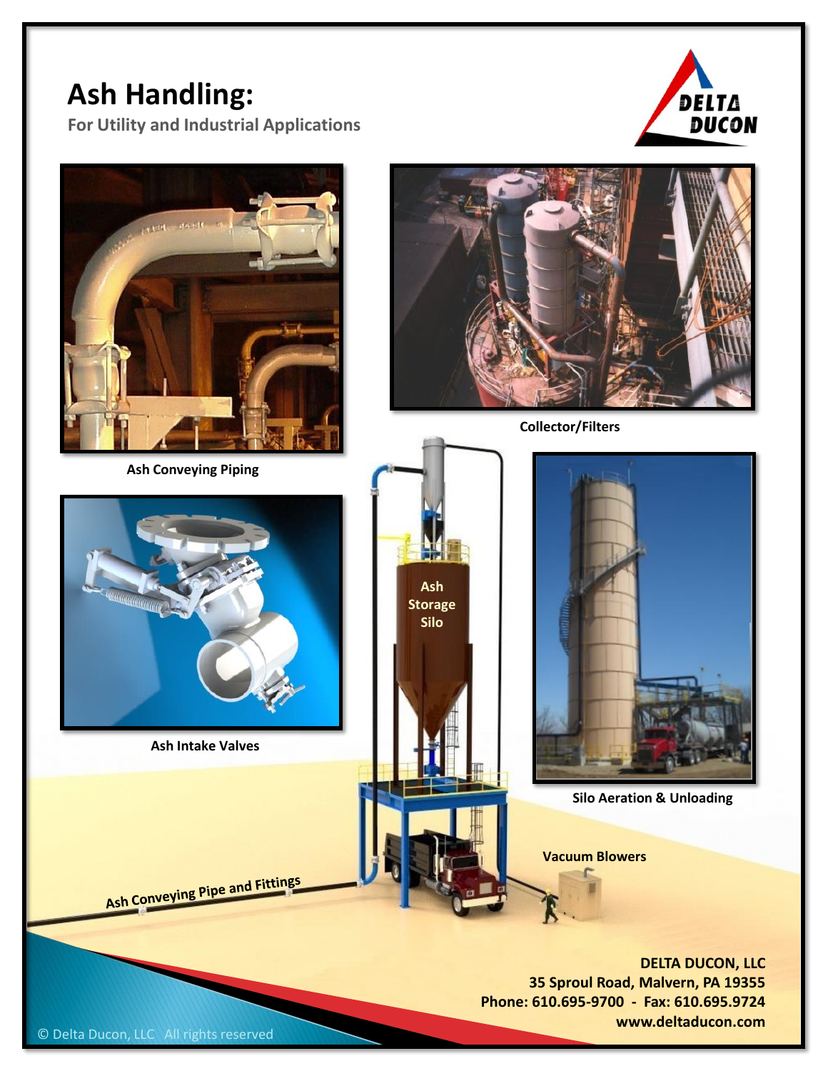# Ash Handling:

**For Utility and Industrial Applications**

DELTA DUCON

**Ash Conveying Piping**

**Collector/Filters**

**Ash Intake Valves**

**Ash Storage Silo**

**Silo Aeration & Unloading**

**Vacuum Blowers**

**Ash Conveying Pipe and Fittings**

**DELTA DUCON, LLC**
**35 Sproul Road, Malvern, PA 19355**
**Phone: 610.695-9700 - Fax: 610.695.9724**
**www.deltaducon.com**

© Delta Ducon, LLC All rights reserved